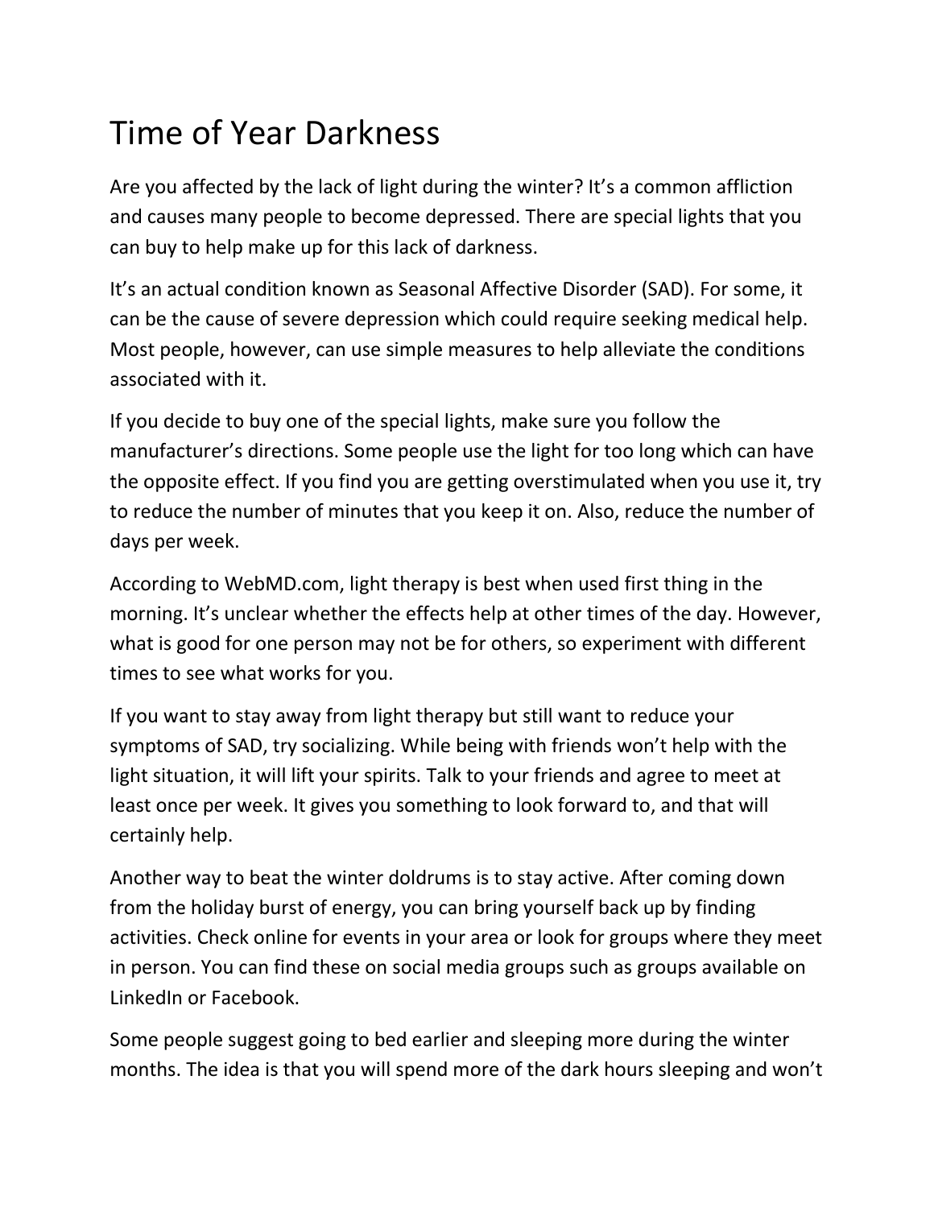# Time of Year Darkness

Are you affected by the lack of light during the winter? It's a common affliction and causes many people to become depressed. There are special lights that you can buy to help make up for this lack of darkness.

It's an actual condition known as Seasonal Affective Disorder (SAD). For some, it can be the cause of severe depression which could require seeking medical help. Most people, however, can use simple measures to help alleviate the conditions associated with it.

If you decide to buy one of the special lights, make sure you follow the manufacturer's directions. Some people use the light for too long which can have the opposite effect. If you find you are getting overstimulated when you use it, try to reduce the number of minutes that you keep it on. Also, reduce the number of days per week.

According to WebMD.com, light therapy is best when used first thing in the morning. It's unclear whether the effects help at other times of the day. However, what is good for one person may not be for others, so experiment with different times to see what works for you.

If you want to stay away from light therapy but still want to reduce your symptoms of SAD, try socializing. While being with friends won't help with the light situation, it will lift your spirits. Talk to your friends and agree to meet at least once per week. It gives you something to look forward to, and that will certainly help.

Another way to beat the winter doldrums is to stay active. After coming down from the holiday burst of energy, you can bring yourself back up by finding activities. Check online for events in your area or look for groups where they meet in person. You can find these on social media groups such as groups available on LinkedIn or Facebook.

Some people suggest going to bed earlier and sleeping more during the winter months. The idea is that you will spend more of the dark hours sleeping and won't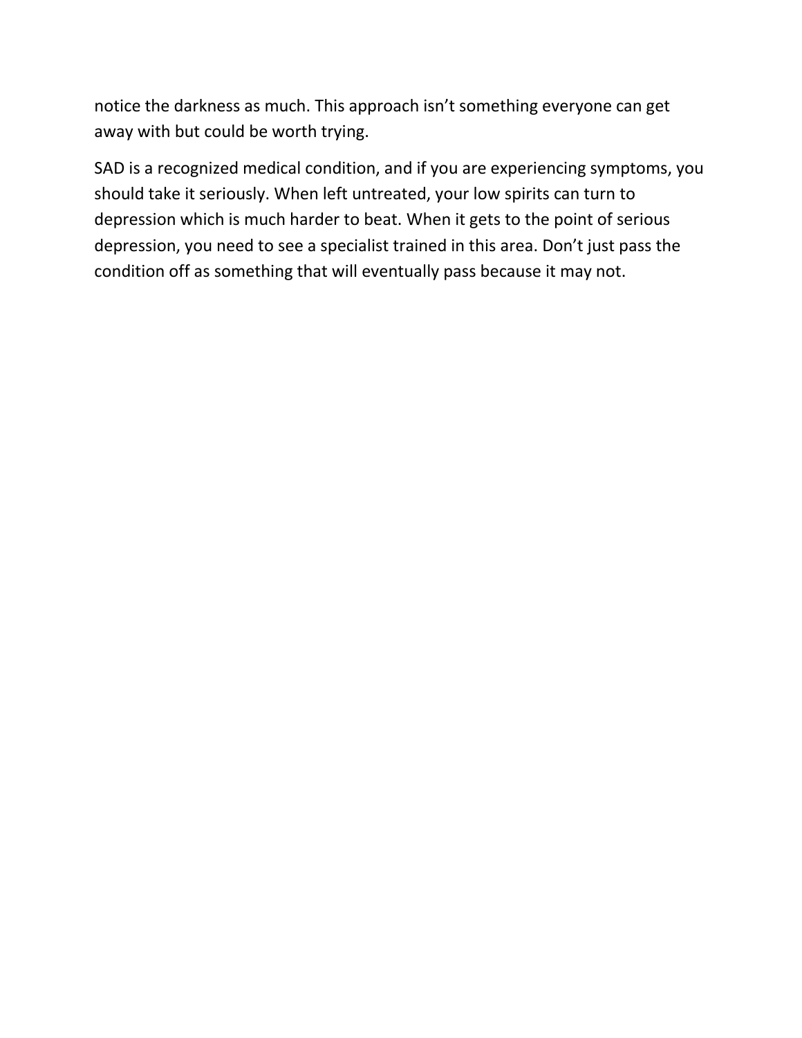notice the darkness as much. This approach isn't something everyone can get away with but could be worth trying.

SAD is a recognized medical condition, and if you are experiencing symptoms, you should take it seriously. When left untreated, your low spirits can turn to depression which is much harder to beat. When it gets to the point of serious depression, you need to see a specialist trained in this area. Don't just pass the condition off as something that will eventually pass because it may not.